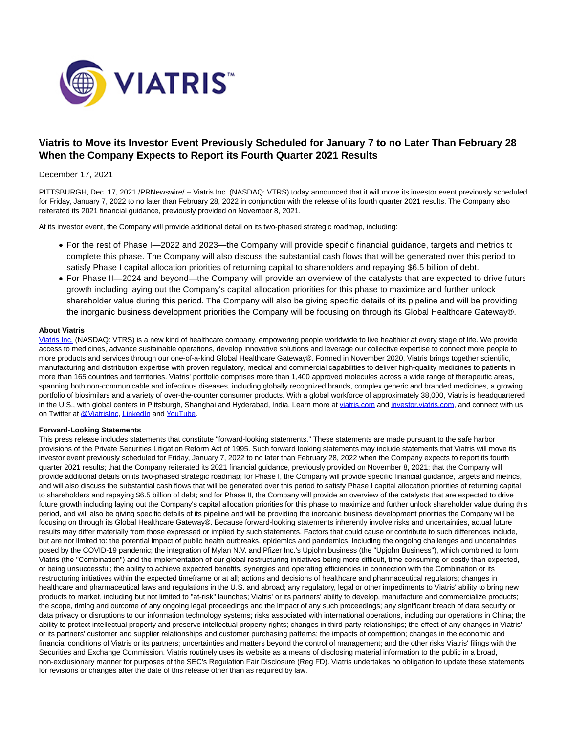# Viatris to Move its Investor Event Previously Scheduled for January 7 to no Later Than February 28 When the Company Expects to Report its Fourth Quarter 2021 Results

December 17, 2021

PITTSBURGH, Dec. 17, 2021 /PRNewswire/ -- Viatris Inc. (NASDAQ: VTRS) today announced that it will move its investor event previously scheduled for Friday, January 7, 2022 to no later than February 28, 2022 in conjunction with the release of its fourth quarter 2021 results. The Company also reiterated its 2021 financial guidance, previously provided on November 8, 2021.

At its investor event, the Company will provide additional detail on its two-phased strategic roadmap, including:

- For the rest of Phase I—2022 and 2023—the Company will provide specific financial guidance, targets and metrics to complete this phase. The Company will also discuss the substantial cash flows that will be generated over this period to satisfy Phase I capital allocation priorities of returning capital to shareholders and repaying $6.5 billion of debt.
- For Phase II—2024 and beyond—the Company will provide an overview of the catalysts that are expected to drive future growth including laying out the Company's capital allocation priorities for this phase to maximize and further unlock shareholder value during this period. The Company will also be giving specific details of its pipeline and will be providing the inorganic business development priorities the Company will be focusing on through its Global Healthcare Gateway®.

**About Viatris**

Viatris Inc. (NASDAQ: VTRS) is a new kind of healthcare company, empowering people worldwide to live healthier at every stage of life. We provide access to medicines, advance sustainable operations, develop innovative solutions and leverage our collective expertise to connect more people to more products and services through our one-of-a-kind Global Healthcare Gateway®. Formed in November 2020, Viatris brings together scientific, manufacturing and distribution expertise with proven regulatory, medical and commercial capabilities to deliver high-quality medicines to patients in more than 165 countries and territories. Viatris' portfolio comprises more than 1,400 approved molecules across a wide range of therapeutic areas, spanning both non-communicable and infectious diseases, including globally recognized brands, complex generic and branded medicines, a growing portfolio of biosimilars and a variety of over-the-counter consumer products. With a global workforce of approximately 38,000, Viatris is headquartered in the U.S., with global centers in Pittsburgh, Shanghai and Hyderabad, India. Learn more at viatris.com and investor.viatris.com, and connect with us on Twitter at @ViatrisInc, LinkedIn and YouTube.

**Forward-Looking Statements**

This press release includes statements that constitute "forward-looking statements." These statements are made pursuant to the safe harbor provisions of the Private Securities Litigation Reform Act of 1995. Such forward looking statements may include statements that Viatris will move its investor event previously scheduled for Friday, January 7, 2022 to no later than February 28, 2022 when the Company expects to report its fourth quarter 2021 results; that the Company reiterated its 2021 financial guidance, previously provided on November 8, 2021; that the Company will provide additional details on its two-phased strategic roadmap; for Phase I, the Company will provide specific financial guidance, targets and metrics, and will also discuss the substantial cash flows that will be generated over this period to satisfy Phase I capital allocation priorities of returning capital to shareholders and repaying $6.5 billion of debt; and for Phase II, the Company will provide an overview of the catalysts that are expected to drive future growth including laying out the Company's capital allocation priorities for this phase to maximize and further unlock shareholder value during this period, and will also be giving specific details of its pipeline and will be providing the inorganic business development priorities the Company will be focusing on through its Global Healthcare Gateway®. Because forward-looking statements inherently involve risks and uncertainties, actual future results may differ materially from those expressed or implied by such statements. Factors that could cause or contribute to such differences include, but are not limited to: the potential impact of public health outbreaks, epidemics and pandemics, including the ongoing challenges and uncertainties posed by the COVID-19 pandemic; the integration of Mylan N.V. and Pfizer Inc.'s Upjohn business (the "Upjohn Business"), which combined to form Viatris (the "Combination") and the implementation of our global restructuring initiatives being more difficult, time consuming or costly than expected, or being unsuccessful; the ability to achieve expected benefits, synergies and operating efficiencies in connection with the Combination or its restructuring initiatives within the expected timeframe or at all; actions and decisions of healthcare and pharmaceutical regulators; changes in healthcare and pharmaceutical laws and regulations in the U.S. and abroad; any regulatory, legal or other impediments to Viatris' ability to bring new products to market, including but not limited to "at-risk" launches; Viatris' or its partners' ability to develop, manufacture and commercialize products; the scope, timing and outcome of any ongoing legal proceedings and the impact of any such proceedings; any significant breach of data security or data privacy or disruptions to our information technology systems; risks associated with international operations, including our operations in China; the ability to protect intellectual property and preserve intellectual property rights; changes in third-party relationships; the effect of any changes in Viatris' or its partners' customer and supplier relationships and customer purchasing patterns; the impacts of competition; changes in the economic and financial conditions of Viatris or its partners; uncertainties and matters beyond the control of management; and the other risks Viatris' filings with the Securities and Exchange Commission. Viatris routinely uses its website as a means of disclosing material information to the public in a broad, non-exclusionary manner for purposes of the SEC's Regulation Fair Disclosure (Reg FD). Viatris undertakes no obligation to update these statements for revisions or changes after the date of this release other than as required by law.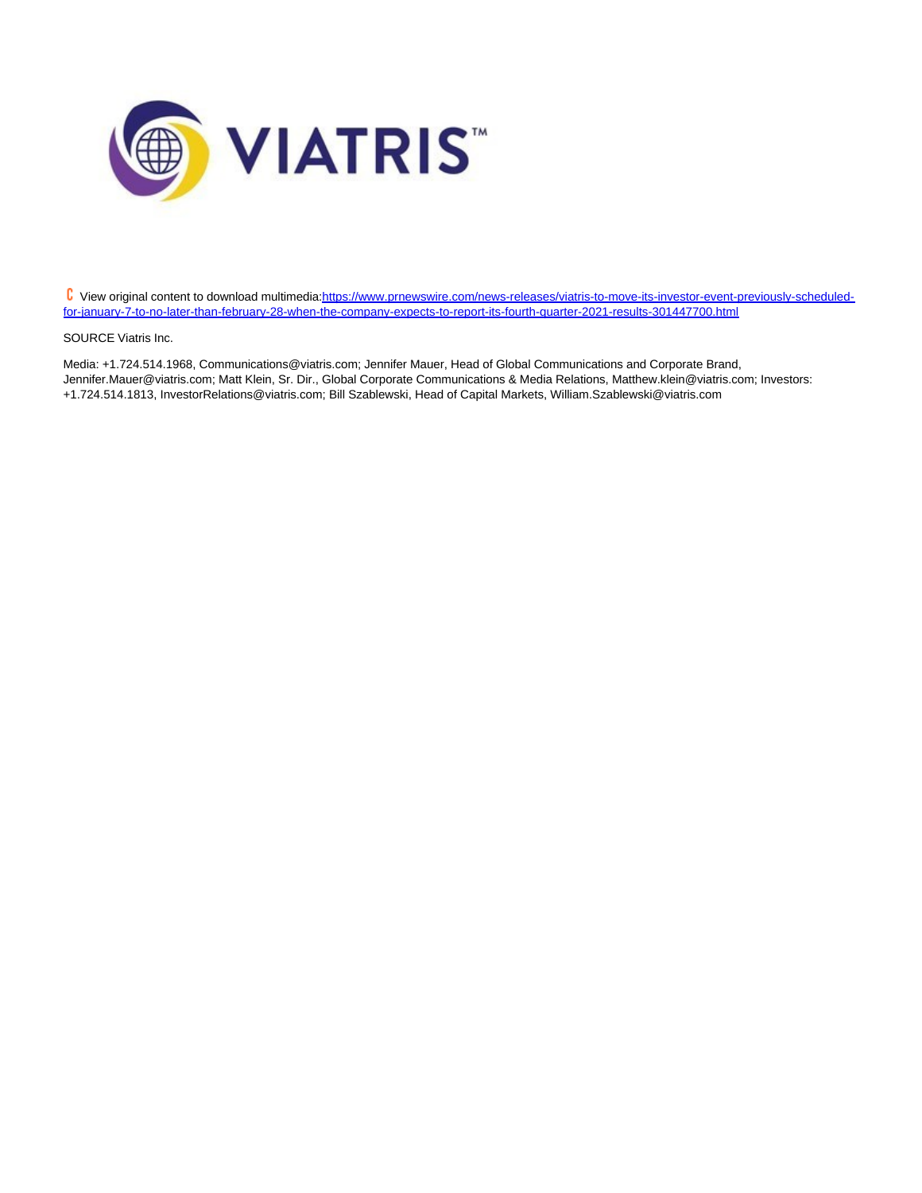View original content to download multimedia:https://www.prnewswire.com/news-releases/viatris-to-move-its-investor-event-previously-scheduled-for-january-7-to-no-later-than-february-28-when-the-company-expects-to-report-its-fourth-quarter-2021-results-301447700.html

SOURCE Viatris Inc.

Media: +1.724.514.1968, Communications@viatris.com; Jennifer Mauer, Head of Global Communications and Corporate Brand, Jennifer.Mauer@viatris.com; Matt Klein, Sr. Dir., Global Corporate Communications & Media Relations, Matthew.klein@viatris.com; Investors: +1.724.514.1813, InvestorRelations@viatris.com; Bill Szablewski, Head of Capital Markets, William.Szablewski@viatris.com